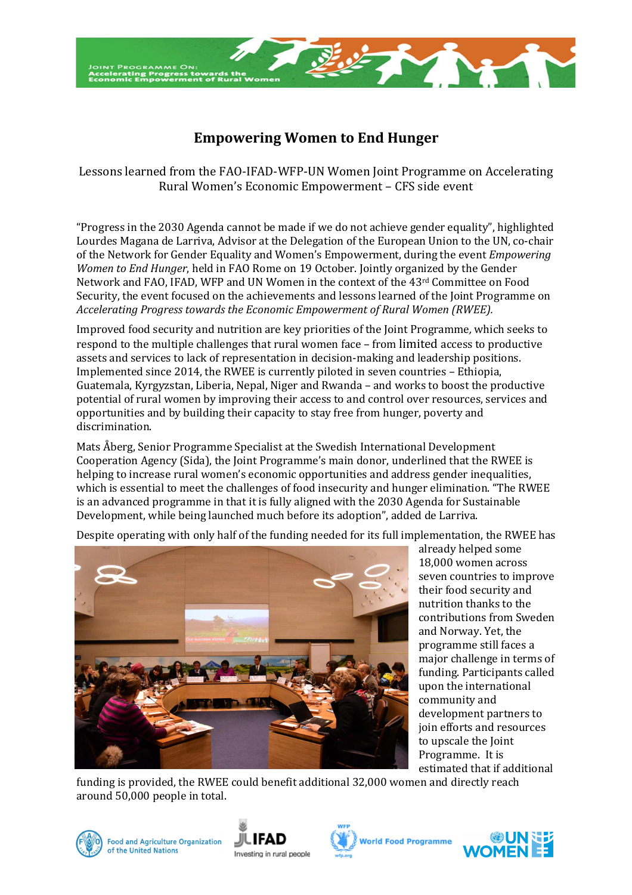# Empowering Women to End Hunger

Lessons learned from the FAO-IFAD-WFP-UN Women Joint Programme on Accelerating Rural Women's Economic Empowerment – CFS side event

"Progress in the 2030 Agenda cannot be made if we do not achieve gender equality", highlighted Lourdes Magana de Larriva, Advisor at the Delegation of the European Union to the UN, co-chair of the Network for Gender Equality and Women's Empowerment, during the event *Empowering Women to End Hunger*, held in FAO Rome on 19 October. Jointly organized by the Gender Network and FAO, IFAD, WFP and UN Women in the context of the 43rd Committee on Food Security, the event focused on the achievements and lessons learned of the Joint Programme on *Accelerating Progress towards the Economic Empowerment of Rural Women (RWEE).*

Improved food security and nutrition are key priorities of the Joint Programme, which seeks to respond to the multiple challenges that rural women face – from limited access to productive assets and services to lack of representation in decision-making and leadership positions. Implemented since 2014, the RWEE is currently piloted in seven countries – Ethiopia, Guatemala, Kyrgyzstan, Liberia, Nepal, Niger and Rwanda – and works to boost the productive potential of rural women by improving their access to and control over resources, services and opportunities and by building their capacity to stay free from hunger, poverty and discrimination.

Mats Åberg, Senior Programme Specialist at the Swedish International Development Cooperation Agency (Sida), the Joint Programme's main donor, underlined that the RWEE is helping to increase rural women's economic opportunities and address gender inequalities, which is essential to meet the challenges of food insecurity and hunger elimination. "The RWEE is an advanced programme in that it is fully aligned with the 2030 Agenda for Sustainable Development, while being launched much before its adoption", added de Larriva.

Despite operating with only half of the funding needed for its full implementation, the RWEE has already helped some 18,000 women across seven countries to improve their food security and nutrition thanks to the contributions from Sweden and Norway. Yet, the programme still faces a major challenge in terms of funding. Participants called upon the international community and development partners to join efforts and resources to upscale the Joint Programme. It is estimated that if additional funding is provided, the RWEE could benefit additional 32,000 women and directly reach around 50,000 people in total.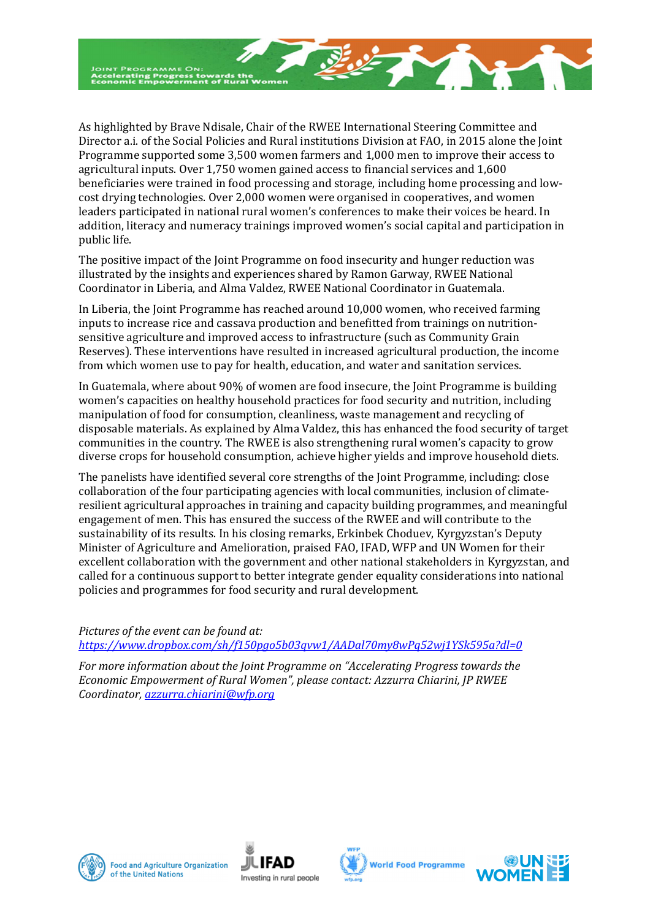As highlighted by Brave Ndisale, Chair of the RWEE International Steering Committee and Director a.i. of the Social Policies and Rural institutions Division at FAO, in 2015 alone the Joint Programme supported some 3,500 women farmers and 1,000 men to improve their access to agricultural inputs. Over 1,750 women gained access to financial services and 1,600 beneficiaries were trained in food processing and storage, including home processing and low-cost drying technologies. Over 2,000 women were organised in cooperatives, and women leaders participated in national rural women's conferences to make their voices be heard. In addition, literacy and numeracy trainings improved women's social capital and participation in public life.

The positive impact of the Joint Programme on food insecurity and hunger reduction was illustrated by the insights and experiences shared by Ramon Garway, RWEE National Coordinator in Liberia, and Alma Valdez, RWEE National Coordinator in Guatemala.

In Liberia, the Joint Programme has reached around 10,000 women, who received farming inputs to increase rice and cassava production and benefitted from trainings on nutrition-sensitive agriculture and improved access to infrastructure (such as Community Grain Reserves). These interventions have resulted in increased agricultural production, the income from which women use to pay for health, education, and water and sanitation services.

In Guatemala, where about 90% of women are food insecure, the Joint Programme is building women's capacities on healthy household practices for food security and nutrition, including manipulation of food for consumption, cleanliness, waste management and recycling of disposable materials. As explained by Alma Valdez, this has enhanced the food security of target communities in the country. The RWEE is also strengthening rural women's capacity to grow diverse crops for household consumption, achieve higher yields and improve household diets.

The panelists have identified several core strengths of the Joint Programme, including: close collaboration of the four participating agencies with local communities, inclusion of climate-resilient agricultural approaches in training and capacity building programmes, and meaningful engagement of men. This has ensured the success of the RWEE and will contribute to the sustainability of its results. In his closing remarks, Erkinbek Choduev, Kyrgyzstan's Deputy Minister of Agriculture and Amelioration, praised FAO, IFAD, WFP and UN Women for their excellent collaboration with the government and other national stakeholders in Kyrgyzstan, and called for a continuous support to better integrate gender equality considerations into national policies and programmes for food security and rural development.

*Pictures of the event can be found at:*
*https://www.dropbox.com/sh/f150pgo5b03qvw1/AADal70my8wPq52wj1YSk595a?dl=0*

*For more information about the Joint Programme on "Accelerating Progress towards the Economic Empowerment of Rural Women", please contact: Azzurra Chiarini, JP RWEE Coordinator, azzurra.chiarini@wfp.org*